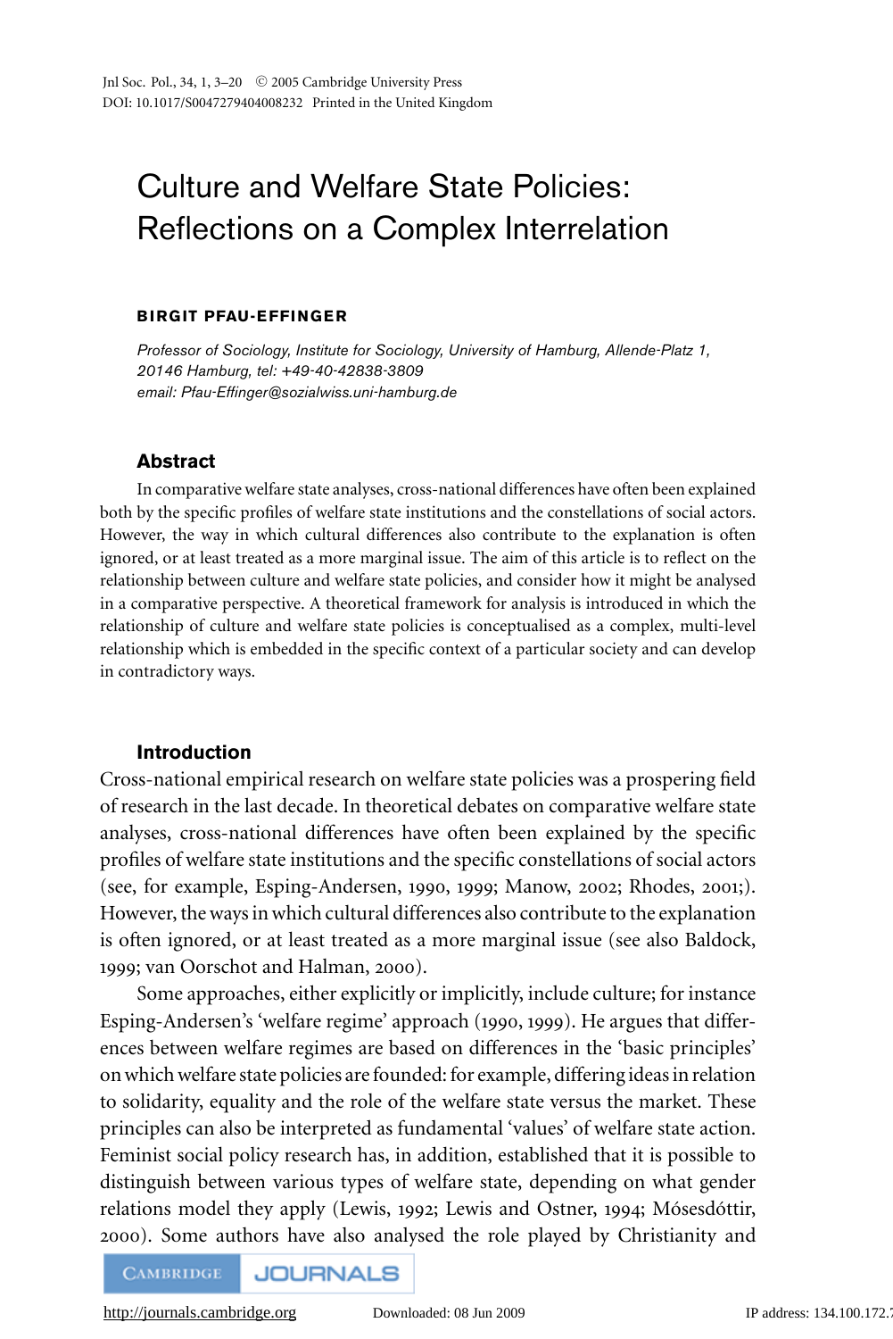# Culture and Welfare State Policies: Reflections on a Complex Interrelation

**BIRGIT PFAU-EFFINGER**

*Professor of Sociology, Institute for Sociology, University of Hamburg, Allende-Platz 1, 20146 Hamburg, tel: +49-40-42838-3809*
*email: Pfau-Effinger@sozialwiss.uni-hamburg.de*

## Abstract

In comparative welfare state analyses, cross-national differences have often been explained both by the specific profiles of welfare state institutions and the constellations of social actors. However, the way in which cultural differences also contribute to the explanation is often ignored, or at least treated as a more marginal issue. The aim of this article is to reflect on the relationship between culture and welfare state policies, and consider how it might be analysed in a comparative perspective. A theoretical framework for analysis is introduced in which the relationship of culture and welfare state policies is conceptualised as a complex, multi-level relationship which is embedded in the specific context of a particular society and can develop in contradictory ways.

## Introduction

Cross-national empirical research on welfare state policies was a prospering field of research in the last decade. In theoretical debates on comparative welfare state analyses, cross-national differences have often been explained by the specific profiles of welfare state institutions and the specific constellations of social actors (see, for example, Esping-Andersen, 1990, 1999; Manow, 2002; Rhodes, 2001;). However, the ways in which cultural differences also contribute to the explanation is often ignored, or at least treated as a more marginal issue (see also Baldock, 1999; van Oorschot and Halman, 2000).

Some approaches, either explicitly or implicitly, include culture; for instance Esping-Andersen's 'welfare regime' approach (1990, 1999). He argues that differences between welfare regimes are based on differences in the 'basic principles' on which welfare state policies are founded: for example, differing ideas in relation to solidarity, equality and the role of the welfare state versus the market. These principles can also be interpreted as fundamental 'values' of welfare state action. Feminist social policy research has, in addition, established that it is possible to distinguish between various types of welfare state, depending on what gender relations model they apply (Lewis, 1992; Lewis and Ostner, 1994; Mósesdóttir, 2000). Some authors have also analysed the role played by Christianity and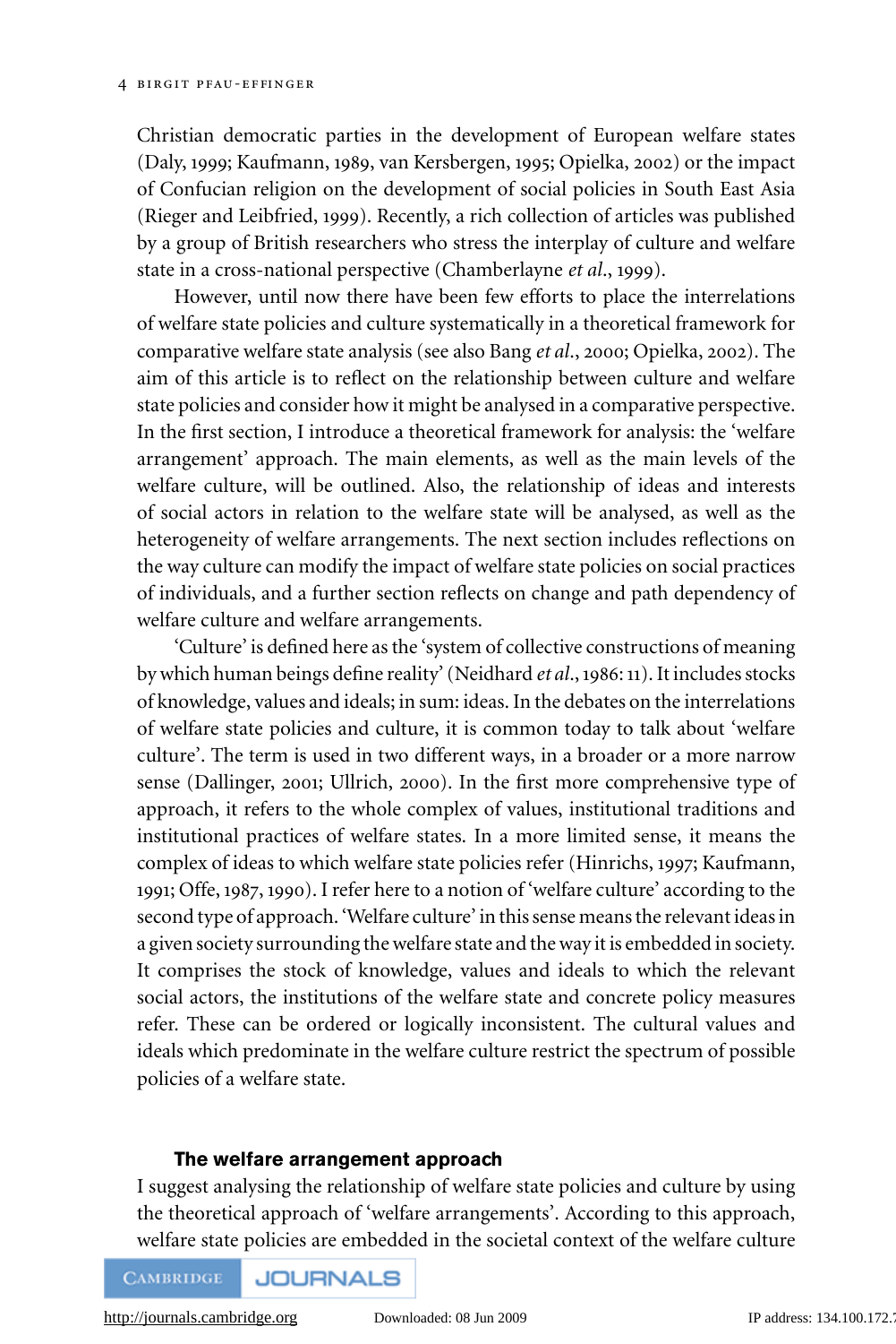Christian democratic parties in the development of European welfare states (Daly, 1999; Kaufmann, 1989, van Kersbergen, 1995; Opielka, 2002) or the impact of Confucian religion on the development of social policies in South East Asia (Rieger and Leibfried, 1999). Recently, a rich collection of articles was published by a group of British researchers who stress the interplay of culture and welfare state in a cross-national perspective (Chamberlayne *et al.*, 1999).

However, until now there have been few efforts to place the interrelations of welfare state policies and culture systematically in a theoretical framework for comparative welfare state analysis (see also Bang *et al.*, 2000; Opielka, 2002). The aim of this article is to reflect on the relationship between culture and welfare state policies and consider how it might be analysed in a comparative perspective. In the first section, I introduce a theoretical framework for analysis: the 'welfare arrangement' approach. The main elements, as well as the main levels of the welfare culture, will be outlined. Also, the relationship of ideas and interests of social actors in relation to the welfare state will be analysed, as well as the heterogeneity of welfare arrangements. The next section includes reflections on the way culture can modify the impact of welfare state policies on social practices of individuals, and a further section reflects on change and path dependency of welfare culture and welfare arrangements.

'Culture' is defined here as the 'system of collective constructions of meaning by which human beings define reality' (Neidhard *et al.*, 1986: 11). It includes stocks of knowledge, values and ideals; in sum: ideas. In the debates on the interrelations of welfare state policies and culture, it is common today to talk about 'welfare culture'. The term is used in two different ways, in a broader or a more narrow sense (Dallinger, 2001; Ullrich, 2000). In the first more comprehensive type of approach, it refers to the whole complex of values, institutional traditions and institutional practices of welfare states. In a more limited sense, it means the complex of ideas to which welfare state policies refer (Hinrichs, 1997; Kaufmann, 1991; Offe, 1987, 1990). I refer here to a notion of 'welfare culture' according to the second type of approach. 'Welfare culture' in this sense means the relevant ideas in a given society surrounding the welfare state and the way it is embedded in society. It comprises the stock of knowledge, values and ideals to which the relevant social actors, the institutions of the welfare state and concrete policy measures refer. These can be ordered or logically inconsistent. The cultural values and ideals which predominate in the welfare culture restrict the spectrum of possible policies of a welfare state.

## The welfare arrangement approach

I suggest analysing the relationship of welfare state policies and culture by using the theoretical approach of 'welfare arrangements'. According to this approach, welfare state policies are embedded in the societal context of the welfare culture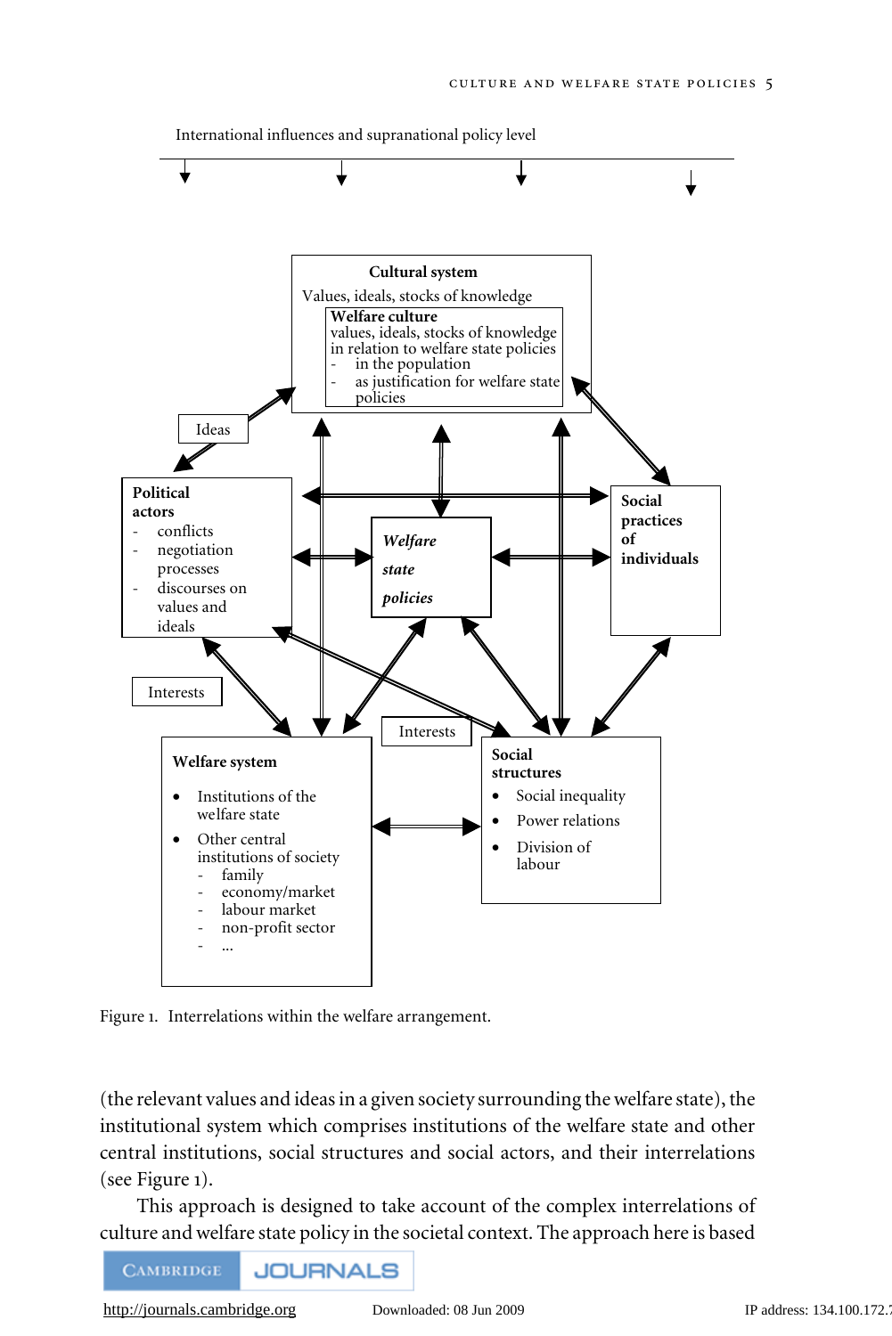International influences and supranational policy level

**Cultural system**

Values, ideals, stocks of knowledge

**Welfare culture**
values, ideals, stocks of knowledge in relation to welfare state policies
- in the population
- as justification for welfare state policies

Ideas

**Political actors**
- conflicts
- negotiation processes
- discourses on values and ideals

***Welfare state policies***

**Social practices of individuals**

Interests

Interests

**Welfare system**
- Institutions of the welfare state
- Other central institutions of society
  - family
  - economy/market
  - labour market
  - non-profit sector
  - ...

**Social structures**
- Social inequality
- Power relations
- Division of labour

Figure 1. Interrelations within the welfare arrangement.

(the relevant values and ideas in a given society surrounding the welfare state), the institutional system which comprises institutions of the welfare state and other central institutions, social structures and social actors, and their interrelations (see Figure 1).

This approach is designed to take account of the complex interrelations of culture and welfare state policy in the societal context. The approach here is based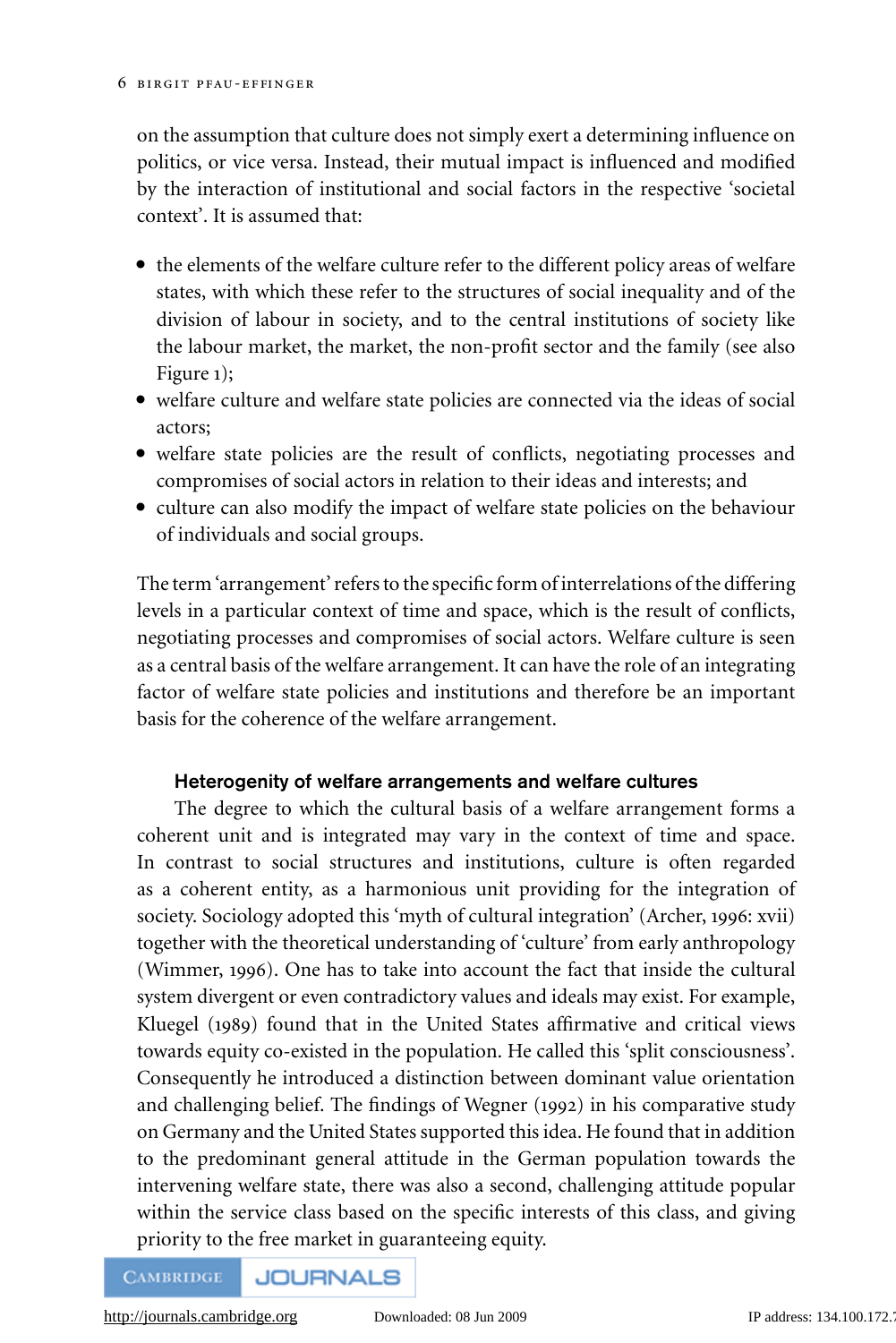on the assumption that culture does not simply exert a determining influence on politics, or vice versa. Instead, their mutual impact is influenced and modified by the interaction of institutional and social factors in the respective 'societal context'. It is assumed that:

- the elements of the welfare culture refer to the different policy areas of welfare states, with which these refer to the structures of social inequality and of the division of labour in society, and to the central institutions of society like the labour market, the market, the non-profit sector and the family (see also Figure 1);
- welfare culture and welfare state policies are connected via the ideas of social actors;
- welfare state policies are the result of conflicts, negotiating processes and compromises of social actors in relation to their ideas and interests; and
- culture can also modify the impact of welfare state policies on the behaviour of individuals and social groups.

The term 'arrangement' refers to the specific form of interrelations of the differing levels in a particular context of time and space, which is the result of conflicts, negotiating processes and compromises of social actors. Welfare culture is seen as a central basis of the welfare arrangement. It can have the role of an integrating factor of welfare state policies and institutions and therefore be an important basis for the coherence of the welfare arrangement.

### Heterogenity of welfare arrangements and welfare cultures

The degree to which the cultural basis of a welfare arrangement forms a coherent unit and is integrated may vary in the context of time and space. In contrast to social structures and institutions, culture is often regarded as a coherent entity, as a harmonious unit providing for the integration of society. Sociology adopted this 'myth of cultural integration' (Archer, 1996: xvii) together with the theoretical understanding of 'culture' from early anthropology (Wimmer, 1996). One has to take into account the fact that inside the cultural system divergent or even contradictory values and ideals may exist. For example, Kluegel (1989) found that in the United States affirmative and critical views towards equity co-existed in the population. He called this 'split consciousness'. Consequently he introduced a distinction between dominant value orientation and challenging belief. The findings of Wegner (1992) in his comparative study on Germany and the United States supported this idea. He found that in addition to the predominant general attitude in the German population towards the intervening welfare state, there was also a second, challenging attitude popular within the service class based on the specific interests of this class, and giving priority to the free market in guaranteeing equity.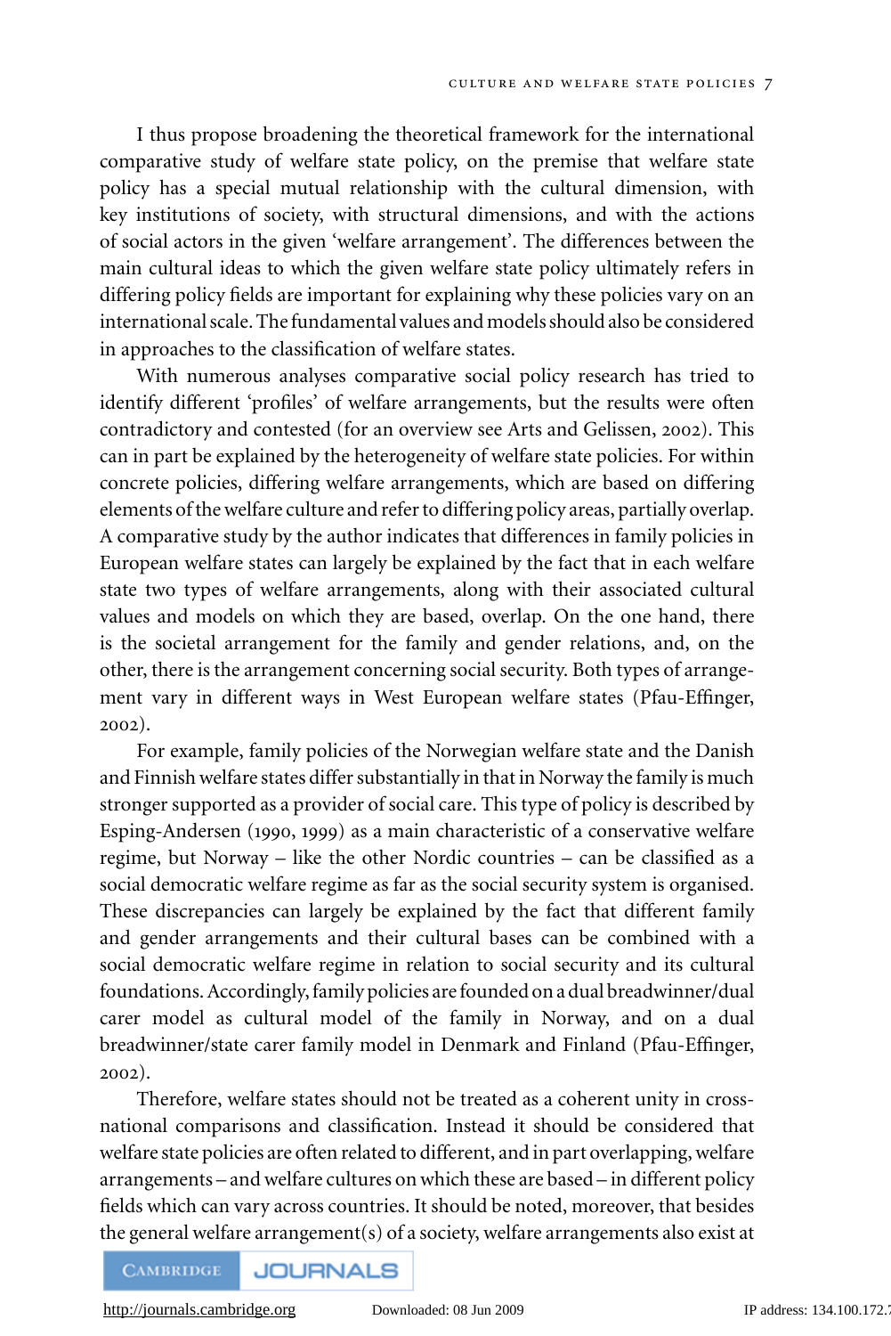I thus propose broadening the theoretical framework for the international comparative study of welfare state policy, on the premise that welfare state policy has a special mutual relationship with the cultural dimension, with key institutions of society, with structural dimensions, and with the actions of social actors in the given 'welfare arrangement'. The differences between the main cultural ideas to which the given welfare state policy ultimately refers in differing policy fields are important for explaining why these policies vary on an international scale. The fundamental values and models should also be considered in approaches to the classification of welfare states.

With numerous analyses comparative social policy research has tried to identify different 'profiles' of welfare arrangements, but the results were often contradictory and contested (for an overview see Arts and Gelissen, 2002). This can in part be explained by the heterogeneity of welfare state policies. For within concrete policies, differing welfare arrangements, which are based on differing elements of the welfare culture and refer to differing policy areas, partially overlap. A comparative study by the author indicates that differences in family policies in European welfare states can largely be explained by the fact that in each welfare state two types of welfare arrangements, along with their associated cultural values and models on which they are based, overlap. On the one hand, there is the societal arrangement for the family and gender relations, and, on the other, there is the arrangement concerning social security. Both types of arrangement vary in different ways in West European welfare states (Pfau-Effinger, 2002).

For example, family policies of the Norwegian welfare state and the Danish and Finnish welfare states differ substantially in that in Norway the family is much stronger supported as a provider of social care. This type of policy is described by Esping-Andersen (1990, 1999) as a main characteristic of a conservative welfare regime, but Norway – like the other Nordic countries – can be classified as a social democratic welfare regime as far as the social security system is organised. These discrepancies can largely be explained by the fact that different family and gender arrangements and their cultural bases can be combined with a social democratic welfare regime in relation to social security and its cultural foundations. Accordingly, family policies are founded on a dual breadwinner/dual carer model as cultural model of the family in Norway, and on a dual breadwinner/state carer family model in Denmark and Finland (Pfau-Effinger, 2002).

Therefore, welfare states should not be treated as a coherent unity in cross-national comparisons and classification. Instead it should be considered that welfare state policies are often related to different, and in part overlapping, welfare arrangements – and welfare cultures on which these are based – in different policy fields which can vary across countries. It should be noted, moreover, that besides the general welfare arrangement(s) of a society, welfare arrangements also exist at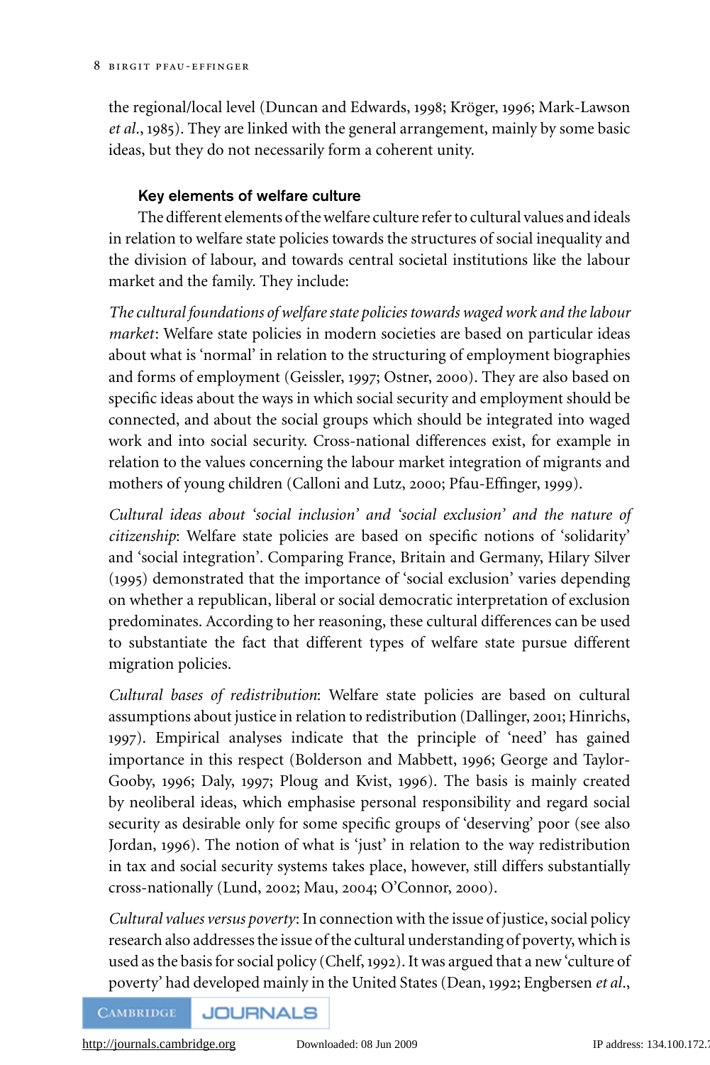the regional/local level (Duncan and Edwards, 1998; Kröger, 1996; Mark-Lawson *et al*., 1985). They are linked with the general arrangement, mainly by some basic ideas, but they do not necessarily form a coherent unity.

### Key elements of welfare culture

The different elements of the welfare culture refer to cultural values and ideals in relation to welfare state policies towards the structures of social inequality and the division of labour, and towards central societal institutions like the labour market and the family. They include:

*The cultural foundations of welfare state policies towards waged work and the labour market*: Welfare state policies in modern societies are based on particular ideas about what is 'normal' in relation to the structuring of employment biographies and forms of employment (Geissler, 1997; Ostner, 2000). They are also based on specific ideas about the ways in which social security and employment should be connected, and about the social groups which should be integrated into waged work and into social security. Cross-national differences exist, for example in relation to the values concerning the labour market integration of migrants and mothers of young children (Calloni and Lutz, 2000; Pfau-Effinger, 1999).

*Cultural ideas about 'social inclusion' and 'social exclusion' and the nature of citizenship*: Welfare state policies are based on specific notions of 'solidarity' and 'social integration'. Comparing France, Britain and Germany, Hilary Silver (1995) demonstrated that the importance of 'social exclusion' varies depending on whether a republican, liberal or social democratic interpretation of exclusion predominates. According to her reasoning, these cultural differences can be used to substantiate the fact that different types of welfare state pursue different migration policies.

*Cultural bases of redistribution*: Welfare state policies are based on cultural assumptions about justice in relation to redistribution (Dallinger, 2001; Hinrichs, 1997). Empirical analyses indicate that the principle of 'need' has gained importance in this respect (Bolderson and Mabbett, 1996; George and Taylor-Gooby, 1996; Daly, 1997; Ploug and Kvist, 1996). The basis is mainly created by neoliberal ideas, which emphasise personal responsibility and regard social security as desirable only for some specific groups of 'deserving' poor (see also Jordan, 1996). The notion of what is 'just' in relation to the way redistribution in tax and social security systems takes place, however, still differs substantially cross-nationally (Lund, 2002; Mau, 2004; O'Connor, 2000).

*Cultural values versus poverty*: In connection with the issue of justice, social policy research also addresses the issue of the cultural understanding of poverty, which is used as the basis for social policy (Chelf, 1992). It was argued that a new 'culture of poverty' had developed mainly in the United States (Dean, 1992; Engbersen *et al*.,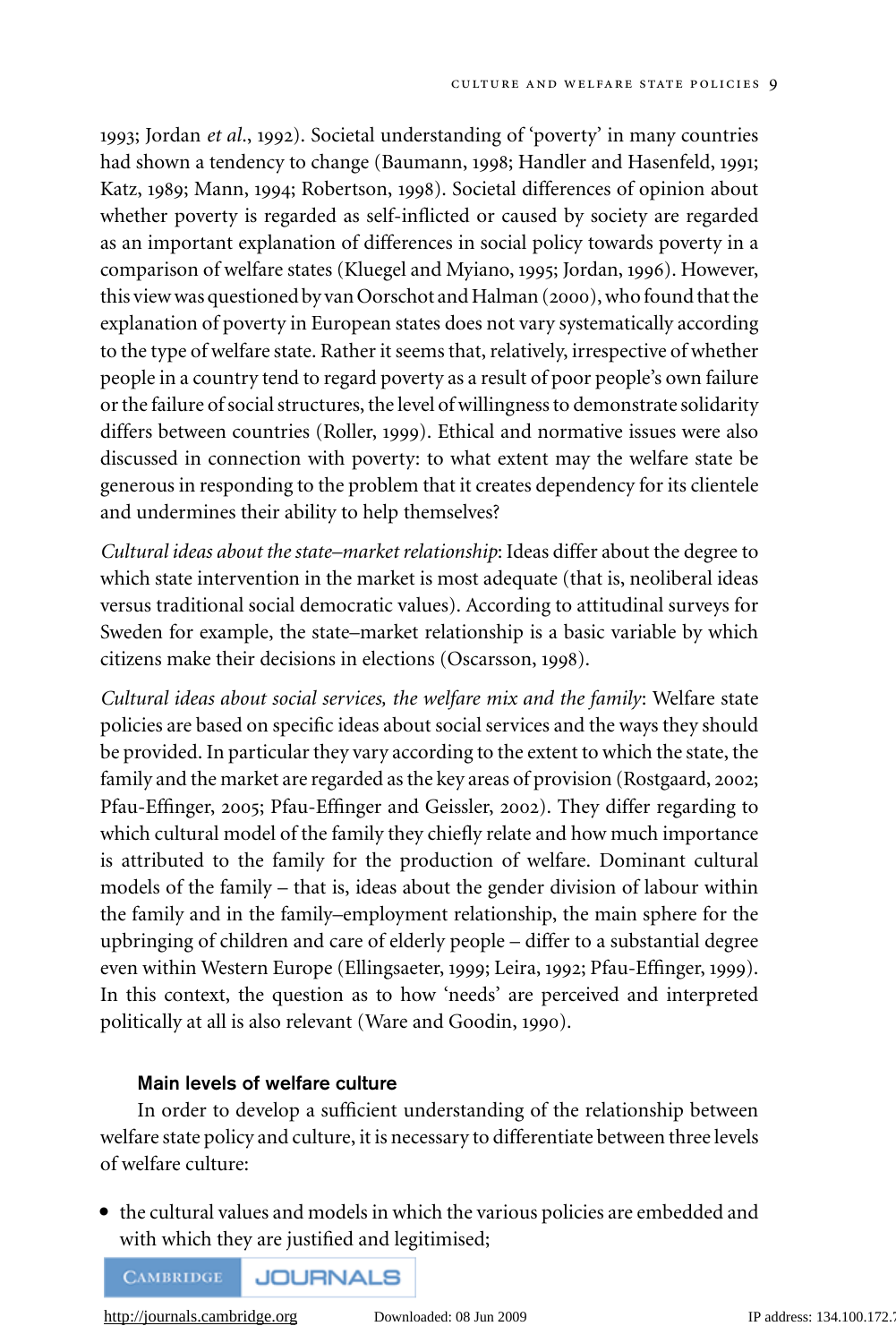1993; Jordan *et al*., 1992). Societal understanding of 'poverty' in many countries had shown a tendency to change (Baumann, 1998; Handler and Hasenfeld, 1991; Katz, 1989; Mann, 1994; Robertson, 1998). Societal differences of opinion about whether poverty is regarded as self-inflicted or caused by society are regarded as an important explanation of differences in social policy towards poverty in a comparison of welfare states (Kluegel and Myiano, 1995; Jordan, 1996). However, this view was questioned by van Oorschot and Halman (2000), who found that the explanation of poverty in European states does not vary systematically according to the type of welfare state. Rather it seems that, relatively, irrespective of whether people in a country tend to regard poverty as a result of poor people's own failure or the failure of social structures, the level of willingness to demonstrate solidarity differs between countries (Roller, 1999). Ethical and normative issues were also discussed in connection with poverty: to what extent may the welfare state be generous in responding to the problem that it creates dependency for its clientele and undermines their ability to help themselves?

*Cultural ideas about the state–market relationship*: Ideas differ about the degree to which state intervention in the market is most adequate (that is, neoliberal ideas versus traditional social democratic values). According to attitudinal surveys for Sweden for example, the state–market relationship is a basic variable by which citizens make their decisions in elections (Oscarsson, 1998).

*Cultural ideas about social services, the welfare mix and the family*: Welfare state policies are based on specific ideas about social services and the ways they should be provided. In particular they vary according to the extent to which the state, the family and the market are regarded as the key areas of provision (Rostgaard, 2002; Pfau-Effinger, 2005; Pfau-Effinger and Geissler, 2002). They differ regarding to which cultural model of the family they chiefly relate and how much importance is attributed to the family for the production of welfare. Dominant cultural models of the family – that is, ideas about the gender division of labour within the family and in the family–employment relationship, the main sphere for the upbringing of children and care of elderly people – differ to a substantial degree even within Western Europe (Ellingsaeter, 1999; Leira, 1992; Pfau-Effinger, 1999). In this context, the question as to how 'needs' are perceived and interpreted politically at all is also relevant (Ware and Goodin, 1990).

### Main levels of welfare culture

In order to develop a sufficient understanding of the relationship between welfare state policy and culture, it is necessary to differentiate between three levels of welfare culture:

- the cultural values and models in which the various policies are embedded and with which they are justified and legitimised;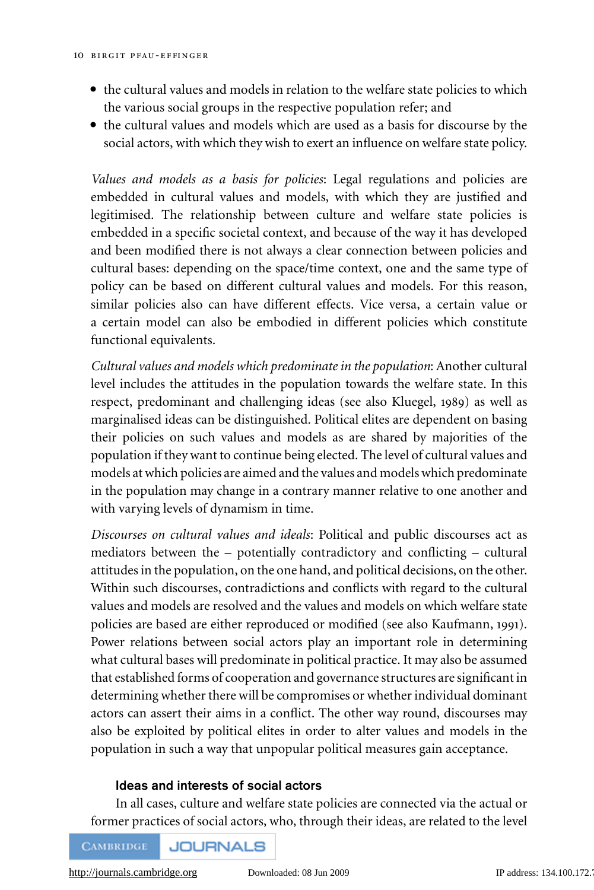- the cultural values and models in relation to the welfare state policies to which the various social groups in the respective population refer; and
- the cultural values and models which are used as a basis for discourse by the social actors, with which they wish to exert an influence on welfare state policy.

*Values and models as a basis for policies*: Legal regulations and policies are embedded in cultural values and models, with which they are justified and legitimised. The relationship between culture and welfare state policies is embedded in a specific societal context, and because of the way it has developed and been modified there is not always a clear connection between policies and cultural bases: depending on the space/time context, one and the same type of policy can be based on different cultural values and models. For this reason, similar policies also can have different effects. Vice versa, a certain value or a certain model can also be embodied in different policies which constitute functional equivalents.

*Cultural values and models which predominate in the population*: Another cultural level includes the attitudes in the population towards the welfare state. In this respect, predominant and challenging ideas (see also Kluegel, 1989) as well as marginalised ideas can be distinguished. Political elites are dependent on basing their policies on such values and models as are shared by majorities of the population if they want to continue being elected. The level of cultural values and models at which policies are aimed and the values and models which predominate in the population may change in a contrary manner relative to one another and with varying levels of dynamism in time.

*Discourses on cultural values and ideals*: Political and public discourses act as mediators between the – potentially contradictory and conflicting – cultural attitudes in the population, on the one hand, and political decisions, on the other. Within such discourses, contradictions and conflicts with regard to the cultural values and models are resolved and the values and models on which welfare state policies are based are either reproduced or modified (see also Kaufmann, 1991). Power relations between social actors play an important role in determining what cultural bases will predominate in political practice. It may also be assumed that established forms of cooperation and governance structures are significant in determining whether there will be compromises or whether individual dominant actors can assert their aims in a conflict. The other way round, discourses may also be exploited by political elites in order to alter values and models in the population in such a way that unpopular political measures gain acceptance.

### Ideas and interests of social actors

In all cases, culture and welfare state policies are connected via the actual or former practices of social actors, who, through their ideas, are related to the level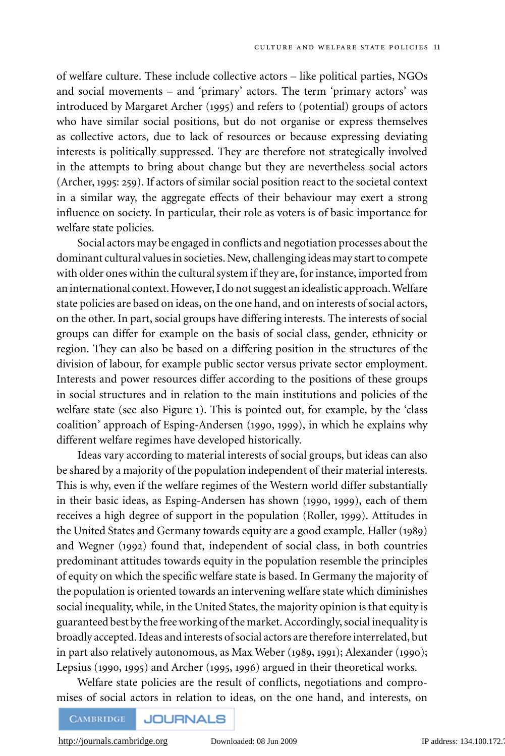of welfare culture. These include collective actors – like political parties, NGOs and social movements – and 'primary' actors. The term 'primary actors' was introduced by Margaret Archer (1995) and refers to (potential) groups of actors who have similar social positions, but do not organise or express themselves as collective actors, due to lack of resources or because expressing deviating interests is politically suppressed. They are therefore not strategically involved in the attempts to bring about change but they are nevertheless social actors (Archer, 1995: 259). If actors of similar social position react to the societal context in a similar way, the aggregate effects of their behaviour may exert a strong influence on society. In particular, their role as voters is of basic importance for welfare state policies.

Social actors may be engaged in conflicts and negotiation processes about the dominant cultural values in societies. New, challenging ideas may start to compete with older ones within the cultural system if they are, for instance, imported from an international context. However, I do not suggest an idealistic approach. Welfare state policies are based on ideas, on the one hand, and on interests of social actors, on the other. In part, social groups have differing interests. The interests of social groups can differ for example on the basis of social class, gender, ethnicity or region. They can also be based on a differing position in the structures of the division of labour, for example public sector versus private sector employment. Interests and power resources differ according to the positions of these groups in social structures and in relation to the main institutions and policies of the welfare state (see also Figure 1). This is pointed out, for example, by the 'class coalition' approach of Esping-Andersen (1990, 1999), in which he explains why different welfare regimes have developed historically.

Ideas vary according to material interests of social groups, but ideas can also be shared by a majority of the population independent of their material interests. This is why, even if the welfare regimes of the Western world differ substantially in their basic ideas, as Esping-Andersen has shown (1990, 1999), each of them receives a high degree of support in the population (Roller, 1999). Attitudes in the United States and Germany towards equity are a good example. Haller (1989) and Wegner (1992) found that, independent of social class, in both countries predominant attitudes towards equity in the population resemble the principles of equity on which the specific welfare state is based. In Germany the majority of the population is oriented towards an intervening welfare state which diminishes social inequality, while, in the United States, the majority opinion is that equity is guaranteed best by the free working of the market. Accordingly, social inequality is broadly accepted. Ideas and interests of social actors are therefore interrelated, but in part also relatively autonomous, as Max Weber (1989, 1991); Alexander (1990); Lepsius (1990, 1995) and Archer (1995, 1996) argued in their theoretical works.

Welfare state policies are the result of conflicts, negotiations and compromises of social actors in relation to ideas, on the one hand, and interests, on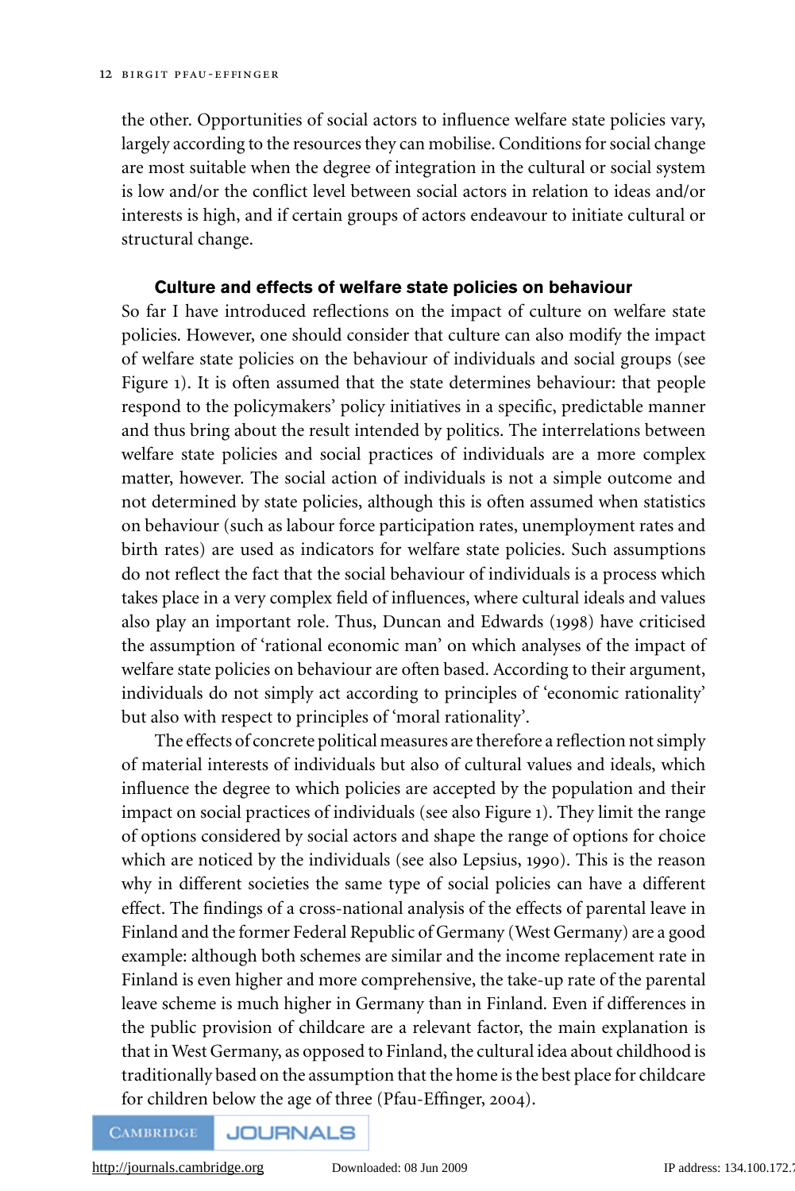the other. Opportunities of social actors to influence welfare state policies vary, largely according to the resources they can mobilise. Conditions for social change are most suitable when the degree of integration in the cultural or social system is low and/or the conflict level between social actors in relation to ideas and/or interests is high, and if certain groups of actors endeavour to initiate cultural or structural change.

### Culture and effects of welfare state policies on behaviour

So far I have introduced reflections on the impact of culture on welfare state policies. However, one should consider that culture can also modify the impact of welfare state policies on the behaviour of individuals and social groups (see Figure 1). It is often assumed that the state determines behaviour: that people respond to the policymakers' policy initiatives in a specific, predictable manner and thus bring about the result intended by politics. The interrelations between welfare state policies and social practices of individuals are a more complex matter, however. The social action of individuals is not a simple outcome and not determined by state policies, although this is often assumed when statistics on behaviour (such as labour force participation rates, unemployment rates and birth rates) are used as indicators for welfare state policies. Such assumptions do not reflect the fact that the social behaviour of individuals is a process which takes place in a very complex field of influences, where cultural ideals and values also play an important role. Thus, Duncan and Edwards (1998) have criticised the assumption of 'rational economic man' on which analyses of the impact of welfare state policies on behaviour are often based. According to their argument, individuals do not simply act according to principles of 'economic rationality' but also with respect to principles of 'moral rationality'.

The effects of concrete political measures are therefore a reflection not simply of material interests of individuals but also of cultural values and ideals, which influence the degree to which policies are accepted by the population and their impact on social practices of individuals (see also Figure 1). They limit the range of options considered by social actors and shape the range of options for choice which are noticed by the individuals (see also Lepsius, 1990). This is the reason why in different societies the same type of social policies can have a different effect. The findings of a cross-national analysis of the effects of parental leave in Finland and the former Federal Republic of Germany (West Germany) are a good example: although both schemes are similar and the income replacement rate in Finland is even higher and more comprehensive, the take-up rate of the parental leave scheme is much higher in Germany than in Finland. Even if differences in the public provision of childcare are a relevant factor, the main explanation is that in West Germany, as opposed to Finland, the cultural idea about childhood is traditionally based on the assumption that the home is the best place for childcare for children below the age of three (Pfau-Effinger, 2004).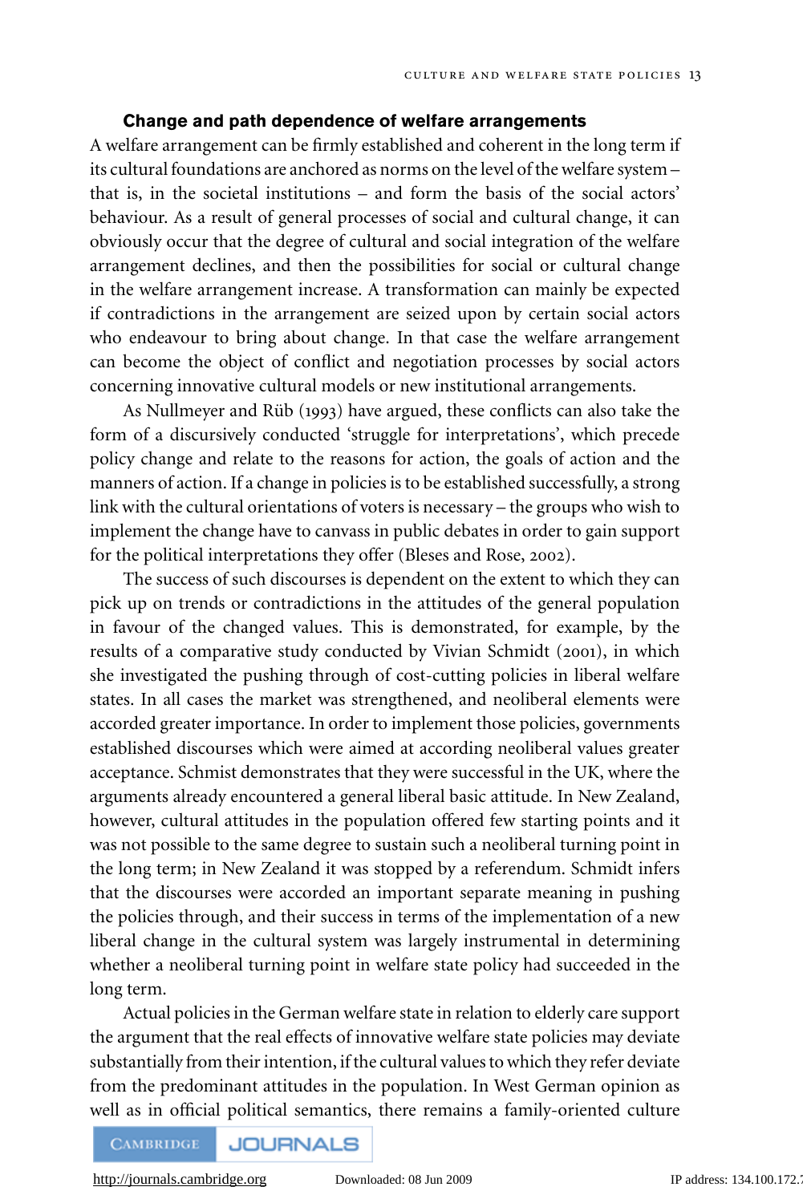### Change and path dependence of welfare arrangements

A welfare arrangement can be firmly established and coherent in the long term if its cultural foundations are anchored as norms on the level of the welfare system – that is, in the societal institutions – and form the basis of the social actors' behaviour. As a result of general processes of social and cultural change, it can obviously occur that the degree of cultural and social integration of the welfare arrangement declines, and then the possibilities for social or cultural change in the welfare arrangement increase. A transformation can mainly be expected if contradictions in the arrangement are seized upon by certain social actors who endeavour to bring about change. In that case the welfare arrangement can become the object of conflict and negotiation processes by social actors concerning innovative cultural models or new institutional arrangements.

As Nullmeyer and Rüb (1993) have argued, these conflicts can also take the form of a discursively conducted 'struggle for interpretations', which precede policy change and relate to the reasons for action, the goals of action and the manners of action. If a change in policies is to be established successfully, a strong link with the cultural orientations of voters is necessary – the groups who wish to implement the change have to canvass in public debates in order to gain support for the political interpretations they offer (Bleses and Rose, 2002).

The success of such discourses is dependent on the extent to which they can pick up on trends or contradictions in the attitudes of the general population in favour of the changed values. This is demonstrated, for example, by the results of a comparative study conducted by Vivian Schmidt (2001), in which she investigated the pushing through of cost-cutting policies in liberal welfare states. In all cases the market was strengthened, and neoliberal elements were accorded greater importance. In order to implement those policies, governments established discourses which were aimed at according neoliberal values greater acceptance. Schmist demonstrates that they were successful in the UK, where the arguments already encountered a general liberal basic attitude. In New Zealand, however, cultural attitudes in the population offered few starting points and it was not possible to the same degree to sustain such a neoliberal turning point in the long term; in New Zealand it was stopped by a referendum. Schmidt infers that the discourses were accorded an important separate meaning in pushing the policies through, and their success in terms of the implementation of a new liberal change in the cultural system was largely instrumental in determining whether a neoliberal turning point in welfare state policy had succeeded in the long term.

Actual policies in the German welfare state in relation to elderly care support the argument that the real effects of innovative welfare state policies may deviate substantially from their intention, if the cultural values to which they refer deviate from the predominant attitudes in the population. In West German opinion as well as in official political semantics, there remains a family-oriented culture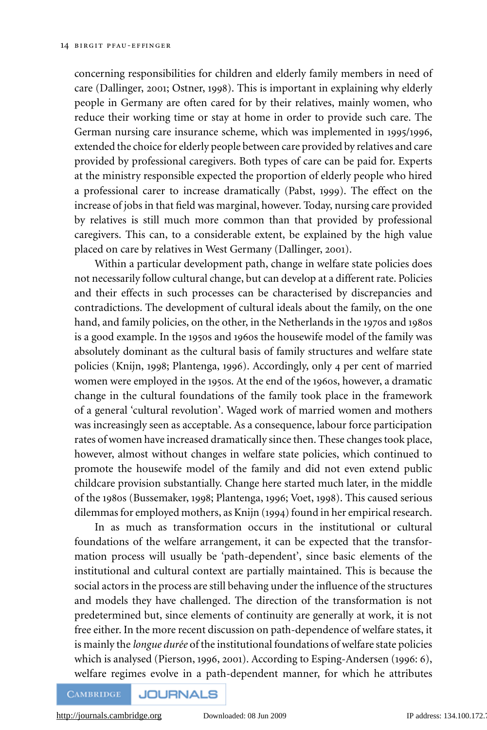concerning responsibilities for children and elderly family members in need of care (Dallinger, 2001; Ostner, 1998). This is important in explaining why elderly people in Germany are often cared for by their relatives, mainly women, who reduce their working time or stay at home in order to provide such care. The German nursing care insurance scheme, which was implemented in 1995/1996, extended the choice for elderly people between care provided by relatives and care provided by professional caregivers. Both types of care can be paid for. Experts at the ministry responsible expected the proportion of elderly people who hired a professional carer to increase dramatically (Pabst, 1999). The effect on the increase of jobs in that field was marginal, however. Today, nursing care provided by relatives is still much more common than that provided by professional caregivers. This can, to a considerable extent, be explained by the high value placed on care by relatives in West Germany (Dallinger, 2001).

Within a particular development path, change in welfare state policies does not necessarily follow cultural change, but can develop at a different rate. Policies and their effects in such processes can be characterised by discrepancies and contradictions. The development of cultural ideals about the family, on the one hand, and family policies, on the other, in the Netherlands in the 1970s and 1980s is a good example. In the 1950s and 1960s the housewife model of the family was absolutely dominant as the cultural basis of family structures and welfare state policies (Knijn, 1998; Plantenga, 1996). Accordingly, only 4 per cent of married women were employed in the 1950s. At the end of the 1960s, however, a dramatic change in the cultural foundations of the family took place in the framework of a general 'cultural revolution'. Waged work of married women and mothers was increasingly seen as acceptable. As a consequence, labour force participation rates of women have increased dramatically since then. These changes took place, however, almost without changes in welfare state policies, which continued to promote the housewife model of the family and did not even extend public childcare provision substantially. Change here started much later, in the middle of the 1980s (Bussemaker, 1998; Plantenga, 1996; Voet, 1998). This caused serious dilemmas for employed mothers, as Knijn (1994) found in her empirical research.

In as much as transformation occurs in the institutional or cultural foundations of the welfare arrangement, it can be expected that the transformation process will usually be 'path-dependent', since basic elements of the institutional and cultural context are partially maintained. This is because the social actors in the process are still behaving under the influence of the structures and models they have challenged. The direction of the transformation is not predetermined but, since elements of continuity are generally at work, it is not free either. In the more recent discussion on path-dependence of welfare states, it is mainly the *longue durée* of the institutional foundations of welfare state policies which is analysed (Pierson, 1996, 2001). According to Esping-Andersen (1996: 6), welfare regimes evolve in a path-dependent manner, for which he attributes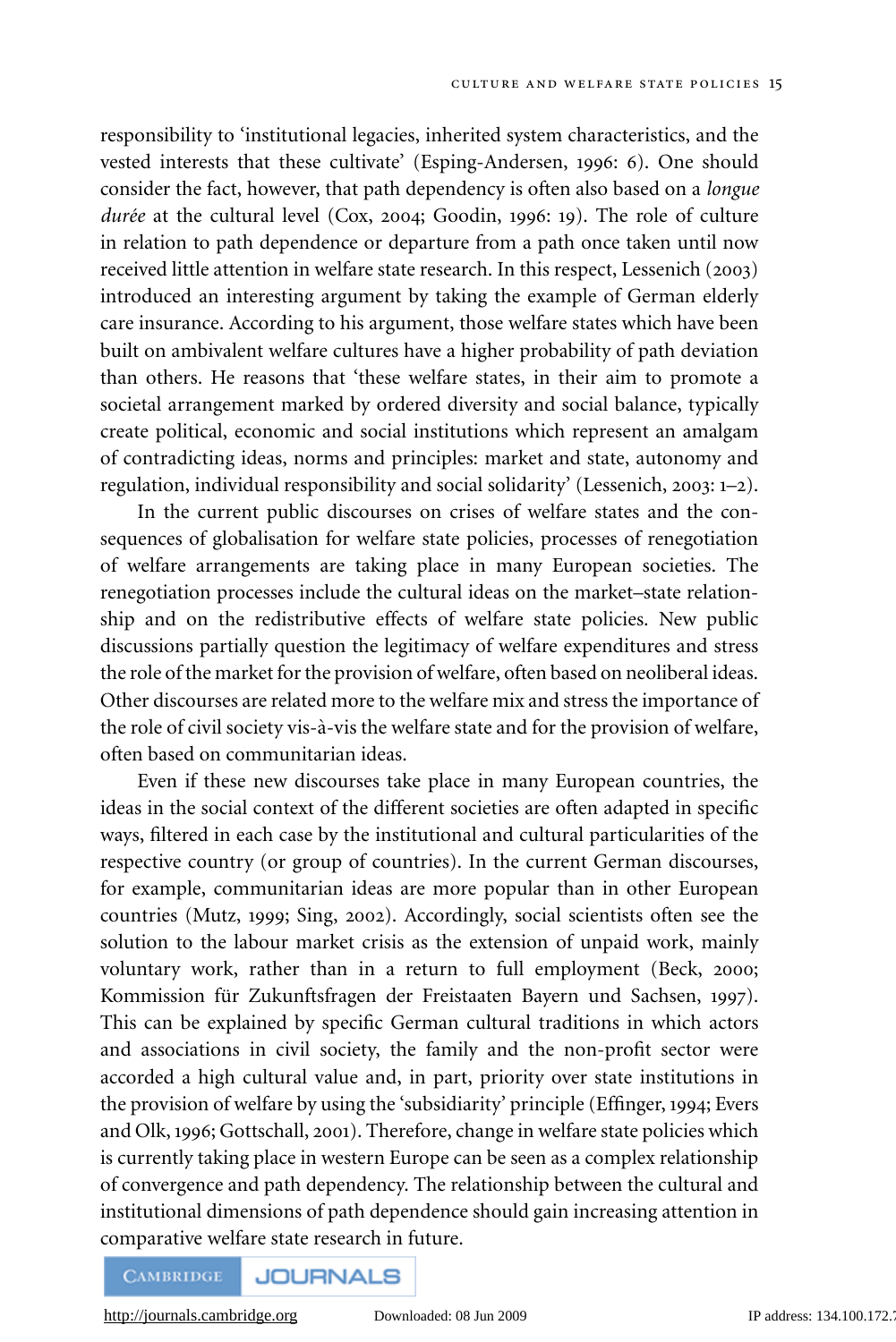responsibility to 'institutional legacies, inherited system characteristics, and the vested interests that these cultivate' (Esping-Andersen, 1996: 6). One should consider the fact, however, that path dependency is often also based on a *longue durée* at the cultural level (Cox, 2004; Goodin, 1996: 19). The role of culture in relation to path dependence or departure from a path once taken until now received little attention in welfare state research. In this respect, Lessenich (2003) introduced an interesting argument by taking the example of German elderly care insurance. According to his argument, those welfare states which have been built on ambivalent welfare cultures have a higher probability of path deviation than others. He reasons that 'these welfare states, in their aim to promote a societal arrangement marked by ordered diversity and social balance, typically create political, economic and social institutions which represent an amalgam of contradicting ideas, norms and principles: market and state, autonomy and regulation, individual responsibility and social solidarity' (Lessenich, 2003: 1–2).

In the current public discourses on crises of welfare states and the consequences of globalisation for welfare state policies, processes of renegotiation of welfare arrangements are taking place in many European societies. The renegotiation processes include the cultural ideas on the market–state relationship and on the redistributive effects of welfare state policies. New public discussions partially question the legitimacy of welfare expenditures and stress the role of the market for the provision of welfare, often based on neoliberal ideas. Other discourses are related more to the welfare mix and stress the importance of the role of civil society vis-à-vis the welfare state and for the provision of welfare, often based on communitarian ideas.

Even if these new discourses take place in many European countries, the ideas in the social context of the different societies are often adapted in specific ways, filtered in each case by the institutional and cultural particularities of the respective country (or group of countries). In the current German discourses, for example, communitarian ideas are more popular than in other European countries (Mutz, 1999; Sing, 2002). Accordingly, social scientists often see the solution to the labour market crisis as the extension of unpaid work, mainly voluntary work, rather than in a return to full employment (Beck, 2000; Kommission für Zukunftsfragen der Freistaaten Bayern und Sachsen, 1997). This can be explained by specific German cultural traditions in which actors and associations in civil society, the family and the non-profit sector were accorded a high cultural value and, in part, priority over state institutions in the provision of welfare by using the 'subsidiarity' principle (Effinger, 1994; Evers and Olk, 1996; Gottschall, 2001). Therefore, change in welfare state policies which is currently taking place in western Europe can be seen as a complex relationship of convergence and path dependency. The relationship between the cultural and institutional dimensions of path dependence should gain increasing attention in comparative welfare state research in future.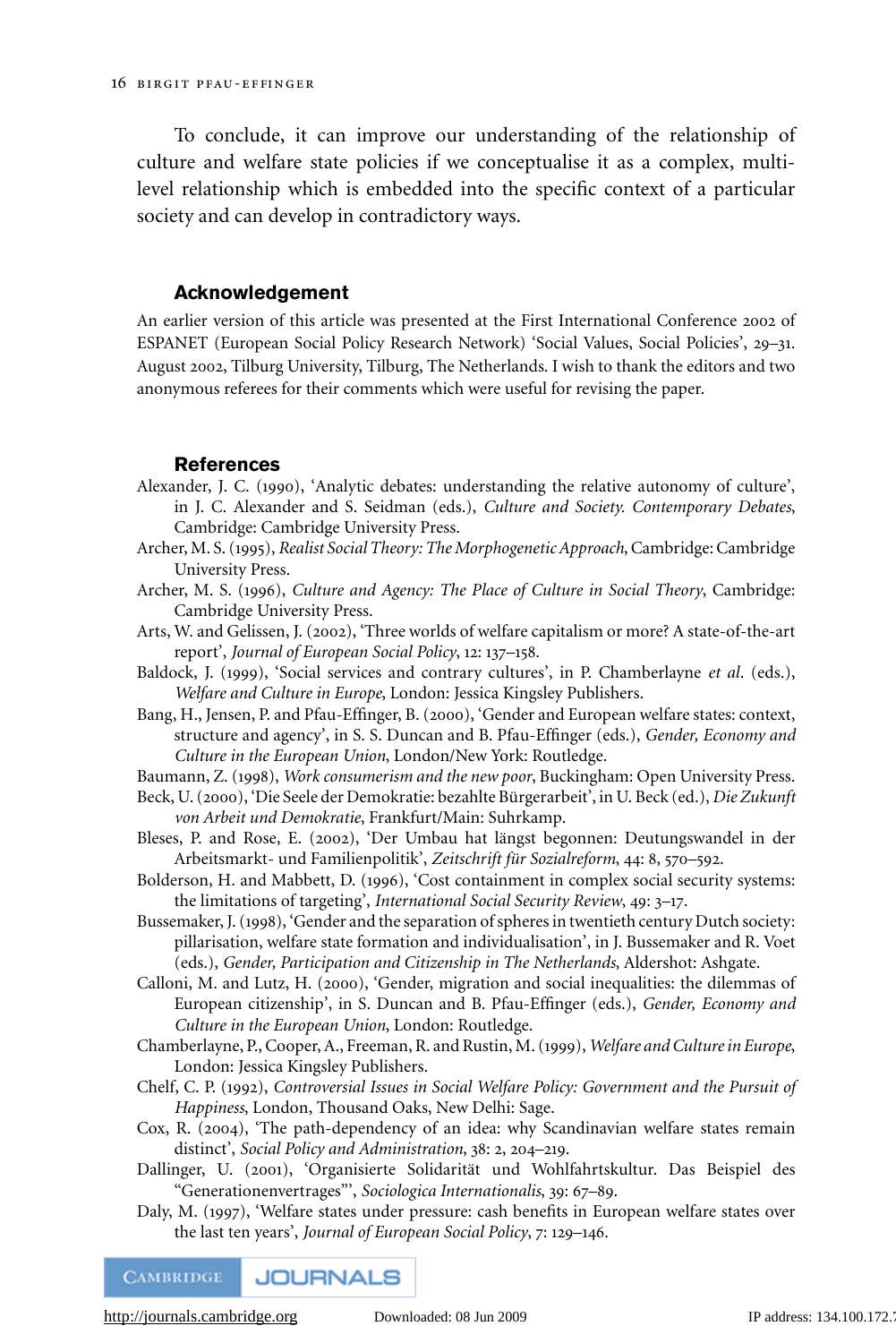To conclude, it can improve our understanding of the relationship of culture and welfare state policies if we conceptualise it as a complex, multi-level relationship which is embedded into the specific context of a particular society and can develop in contradictory ways.

## Acknowledgement

An earlier version of this article was presented at the First International Conference 2002 of ESPANET (European Social Policy Research Network) 'Social Values, Social Policies', 29–31. August 2002, Tilburg University, Tilburg, The Netherlands. I wish to thank the editors and two anonymous referees for their comments which were useful for revising the paper.

## References

Alexander, J. C. (1990), 'Analytic debates: understanding the relative autonomy of culture', in J. C. Alexander and S. Seidman (eds.), *Culture and Society. Contemporary Debates*, Cambridge: Cambridge University Press.

Archer, M. S. (1995), *Realist Social Theory: The Morphogenetic Approach*, Cambridge: Cambridge University Press.

Archer, M. S. (1996), *Culture and Agency: The Place of Culture in Social Theory*, Cambridge: Cambridge University Press.

Arts, W. and Gelissen, J. (2002), 'Three worlds of welfare capitalism or more? A state-of-the-art report', *Journal of European Social Policy*, 12: 137–158.

Baldock, J. (1999), 'Social services and contrary cultures', in P. Chamberlayne *et al*. (eds.), *Welfare and Culture in Europe*, London: Jessica Kingsley Publishers.

Bang, H., Jensen, P. and Pfau-Effinger, B. (2000), 'Gender and European welfare states: context, structure and agency', in S. S. Duncan and B. Pfau-Effinger (eds.), *Gender, Economy and Culture in the European Union*, London/New York: Routledge.

Baumann, Z. (1998), *Work consumerism and the new poor*, Buckingham: Open University Press.

Beck, U. (2000), 'Die Seele der Demokratie: bezahlte Bürgerarbeit', in U. Beck (ed.), *Die Zukunft von Arbeit und Demokratie*, Frankfurt/Main: Suhrkamp.

Bleses, P. and Rose, E. (2002), 'Der Umbau hat längst begonnen: Deutungswandel in der Arbeitsmarkt- und Familienpolitik', *Zeitschrift für Sozialreform*, 44: 8, 570–592.

Bolderson, H. and Mabbett, D. (1996), 'Cost containment in complex social security systems: the limitations of targeting', *International Social Security Review*, 49: 3–17.

Bussemaker, J. (1998), 'Gender and the separation of spheres in twentieth century Dutch society: pillarisation, welfare state formation and individualisation', in J. Bussemaker and R. Voet (eds.), *Gender, Participation and Citizenship in The Netherlands*, Aldershot: Ashgate.

Calloni, M. and Lutz, H. (2000), 'Gender, migration and social inequalities: the dilemmas of European citizenship', in S. Duncan and B. Pfau-Effinger (eds.), *Gender, Economy and Culture in the European Union*, London: Routledge.

Chamberlayne, P., Cooper, A., Freeman, R. and Rustin, M. (1999), *Welfare and Culture in Europe*, London: Jessica Kingsley Publishers.

Chelf, C. P. (1992), *Controversial Issues in Social Welfare Policy: Government and the Pursuit of Happiness*, London, Thousand Oaks, New Delhi: Sage.

Cox, R. (2004), 'The path-dependency of an idea: why Scandinavian welfare states remain distinct', *Social Policy and Administration*, 38: 2, 204–219.

Dallinger, U. (2001), 'Organisierte Solidarität und Wohlfahrtskultur. Das Beispiel des "Generationenvertrages"', *Sociologica Internationalis*, 39: 67–89.

Daly, M. (1997), 'Welfare states under pressure: cash benefits in European welfare states over the last ten years', *Journal of European Social Policy*, 7: 129–146.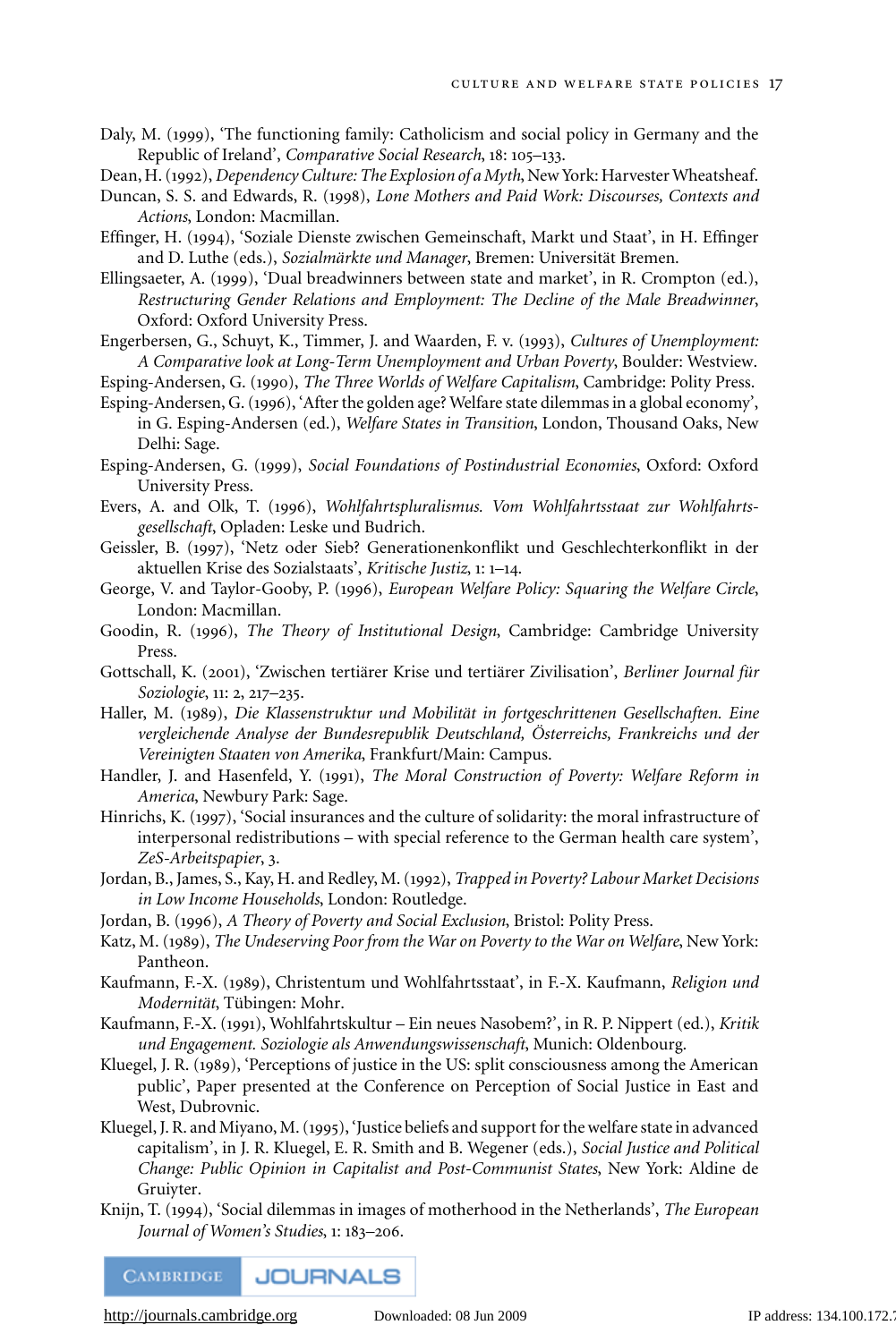Daly, M. (1999), 'The functioning family: Catholicism and social policy in Germany and the Republic of Ireland', *Comparative Social Research*, 18: 105–133.

Dean, H. (1992), *Dependency Culture: The Explosion of a Myth*, New York: Harvester Wheatsheaf.

Duncan, S. S. and Edwards, R. (1998), *Lone Mothers and Paid Work: Discourses, Contexts and Actions*, London: Macmillan.

Effinger, H. (1994), 'Soziale Dienste zwischen Gemeinschaft, Markt und Staat', in H. Effinger and D. Luthe (eds.), *Sozialmärkte und Manager*, Bremen: Universität Bremen.

Ellingsaeter, A. (1999), 'Dual breadwinners between state and market', in R. Crompton (ed.), *Restructuring Gender Relations and Employment: The Decline of the Male Breadwinner*, Oxford: Oxford University Press.

Engerbersen, G., Schuyt, K., Timmer, J. and Waarden, F. v. (1993), *Cultures of Unemployment: A Comparative look at Long-Term Unemployment and Urban Poverty*, Boulder: Westview.

Esping-Andersen, G. (1990), *The Three Worlds of Welfare Capitalism*, Cambridge: Polity Press.

Esping-Andersen, G. (1996), 'After the golden age? Welfare state dilemmas in a global economy', in G. Esping-Andersen (ed.), *Welfare States in Transition*, London, Thousand Oaks, New Delhi: Sage.

Esping-Andersen, G. (1999), *Social Foundations of Postindustrial Economies*, Oxford: Oxford University Press.

Evers, A. and Olk, T. (1996), *Wohlfahrtspluralismus. Vom Wohlfahrtsstaat zur Wohlfahrtsgesellschaft*, Opladen: Leske und Budrich.

Geissler, B. (1997), 'Netz oder Sieb? Generationenkonflikt und Geschlechterkonflikt in der aktuellen Krise des Sozialstaats', *Kritische Justiz*, 1: 1–14.

George, V. and Taylor-Gooby, P. (1996), *European Welfare Policy: Squaring the Welfare Circle*, London: Macmillan.

Goodin, R. (1996), *The Theory of Institutional Design*, Cambridge: Cambridge University Press.

Gottschall, K. (2001), 'Zwischen tertiärer Krise und tertiärer Zivilisation', *Berliner Journal für Soziologie*, 11: 2, 217–235.

Haller, M. (1989), *Die Klassenstruktur und Mobilität in fortgeschrittenen Gesellschaften. Eine vergleichende Analyse der Bundesrepublik Deutschland, Österreichs, Frankreichs und der Vereinigten Staaten von Amerika*, Frankfurt/Main: Campus.

Handler, J. and Hasenfeld, Y. (1991), *The Moral Construction of Poverty: Welfare Reform in America*, Newbury Park: Sage.

Hinrichs, K. (1997), 'Social insurances and the culture of solidarity: the moral infrastructure of interpersonal redistributions – with special reference to the German health care system', *ZeS-Arbeitspapier*, 3.

Jordan, B., James, S., Kay, H. and Redley, M. (1992), *Trapped in Poverty? Labour Market Decisions in Low Income Households*, London: Routledge.

Jordan, B. (1996), *A Theory of Poverty and Social Exclusion*, Bristol: Polity Press.

Katz, M. (1989), *The Undeserving Poor from the War on Poverty to the War on Welfare*, New York: Pantheon.

Kaufmann, F.-X. (1989), Christentum und Wohlfahrtsstaat', in F.-X. Kaufmann, *Religion und Modernität*, Tübingen: Mohr.

Kaufmann, F.-X. (1991), Wohlfahrtskultur – Ein neues Nasobem?', in R. P. Nippert (ed.), *Kritik und Engagement. Soziologie als Anwendungswissenschaft*, Munich: Oldenbourg.

Kluegel, J. R. (1989), 'Perceptions of justice in the US: split consciousness among the American public', Paper presented at the Conference on Perception of Social Justice in East and West, Dubrovnic.

Kluegel, J. R. and Miyano, M. (1995), 'Justice beliefs and support for the welfare state in advanced capitalism', in J. R. Kluegel, E. R. Smith and B. Wegener (eds.), *Social Justice and Political Change: Public Opinion in Capitalist and Post-Communist States*, New York: Aldine de Gruiyter.

Knijn, T. (1994), 'Social dilemmas in images of motherhood in the Netherlands', *The European Journal of Women's Studies*, 1: 183–206.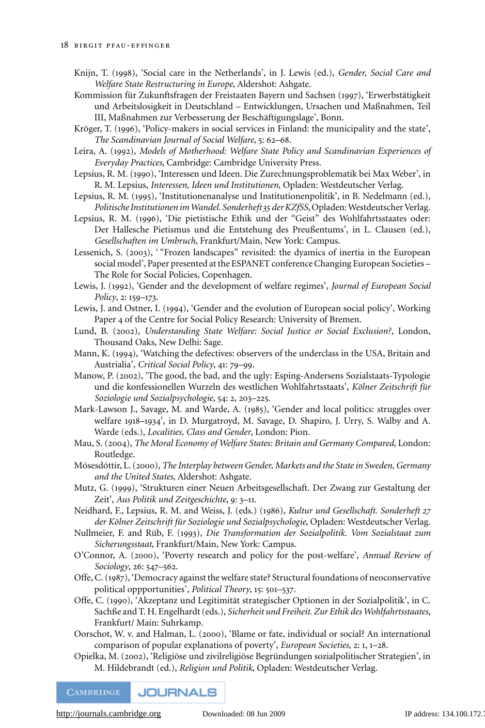Knijn, T. (1998), 'Social care in the Netherlands', in J. Lewis (ed.), *Gender, Social Care and Welfare State Restructuring in Europe*, Aldershot: Ashgate.

Kommission für Zukunftsfragen der Freistaaten Bayern und Sachsen (1997), 'Erwerbstätigkeit und Arbeitslosigkeit in Deutschland – Entwicklungen, Ursachen und Maßnahmen, Teil III, Maßnahmen zur Verbesserung der Beschäftigungslage', Bonn.

Kröger, T. (1996), 'Policy-makers in social services in Finland: the municipality and the state', *The Scandinavian Journal of Social Welfare*, 5: 62–68.

Leira, A. (1992), *Models of Motherhood: Welfare State Policy and Scandinavian Experiences of Everyday Practices*, Cambridge: Cambridge University Press.

Lepsius, R. M. (1990), 'Interessen und Ideen. Die Zurechnungsproblematik bei Max Weber', in R. M. Lepsius, *Interessen, Ideen und Institutionen*, Opladen: Westdeutscher Verlag.

Lepsius, R. M. (1995), 'Institutionenanalyse und Institutionenpolitik', in B. Nedelmann (ed.), *Politische Institutionen im Wandel. Sonderheft 35 der KZfSS*, Opladen: Westdeutscher Verlag.

Lepsius, R. M. (1996), 'Die pietistische Ethik und der "Geist" des Wohlfahrtsstaates oder: Der Hallesche Pietismus und die Entstehung des Preußentums', in L. Clausen (ed.), *Gesellschaften im Umbruch*, Frankfurt/Main, New York: Campus.

Lessenich, S. (2003), '"Frozen landscapes" revisited: the dyamics of inertia in the European social model', Paper presented at the ESPANET conference Changing European Societies – The Role for Social Policies, Copenhagen.

Lewis, J. (1992), 'Gender and the development of welfare regimes', *Journal of European Social Policy*, 2: 159–173.

Lewis, J. and Ostner, I. (1994), 'Gender and the evolution of European social policy', Working Paper 4 of the Centre for Social Policy Research: University of Bremen.

Lund, B. (2002), *Understanding State Welfare: Social Justice or Social Exclusion?*, London, Thousand Oaks, New Delhi: Sage.

Mann, K. (1994), 'Watching the defectives: observers of the underclass in the USA, Britain and Austrialia', *Critical Social Policy*, 41: 79–99.

Manow, P. (2002), 'The good, the bad, and the ugly: Esping-Andersens Sozialstaats-Typologie und die konfessionellen Wurzeln des westlichen Wohlfahrtsstaats', *Kölner Zeitschrift für Soziologie und Sozialpsychologie*, 54: 2, 203–225.

Mark-Lawson J., Savage, M. and Warde, A. (1985), 'Gender and local politics: struggles over welfare 1918–1934', in D. Murgatroyd, M. Savage, D. Shapiro, J. Urry, S. Walby and A. Warde (eds.), *Localities, Class and Gender*, London: Pion.

Mau, S. (2004), *The Moral Economy of Welfare States: Britain and Germany Compared*, London: Routledge.

Mósesdóttir, L. (2000), *The Interplay between Gender, Markets and the State in Sweden, Germany and the United States*, Aldershot: Ashgate.

Mutz, G. (1999), 'Strukturen einer Neuen Arbeitsgesellschaft. Der Zwang zur Gestaltung der Zeit', *Aus Politik und Zeitgeschichte*, 9: 3–11.

Neidhard, F., Lepsius, R. M. and Weiss, J. (eds.) (1986), *Kultur und Gesellschaft. Sonderheft 27 der Kölner Zeitschrift für Soziologie und Sozialpsychologie*, Opladen: Westdeutscher Verlag.

Nullmeier, F. and Rüb, F. (1993), *Die Transformation der Sozialpolitik. Vom Sozialstaat zum Sicherungsstaat*, Frankfurt/Main, New York: Campus.

O'Connor, A. (2000), 'Poverty research and policy for the post-welfare', *Annual Review of Sociology*, 26: 547–562.

Offe, C. (1987), 'Democracy against the welfare state? Structural foundations of neoconservative political oppportunities', *Political Theory*, 15: 501–537.

Offe, C. (1990), 'Akzeptanz und Legitimität strategischer Optionen in der Sozialpolitik', in C. Sachße and T. H. Engelhardt (eds.), *Sicherheit und Freiheit. Zur Ethik des Wohlfahrtsstaates*, Frankfurt/ Main: Suhrkamp.

Oorschot, W. v. and Halman, L. (2000), 'Blame or fate, individual or social? An international comparison of popular explanations of poverty', *European Societies*, 2: 1, 1–28.

Opielka, M. (2002), 'Religiöse und zivilreligiöse Begründungen sozialpolitischer Strategien', in M. Hildebrandt (ed.), *Religion und Politik*, Opladen: Westdeutscher Verlag.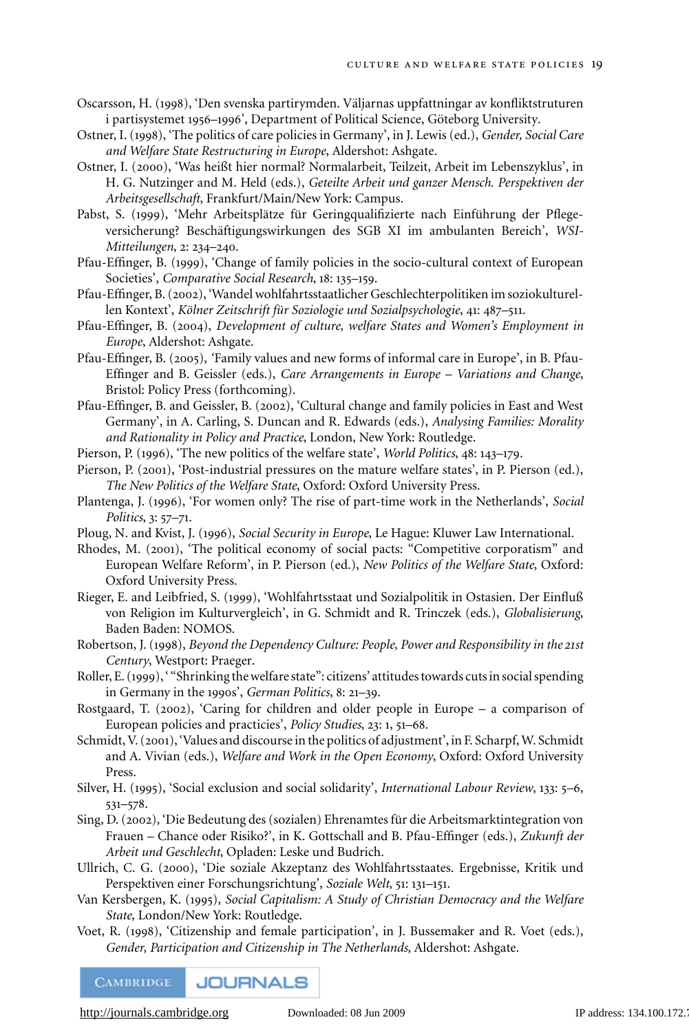Oscarsson, H. (1998), 'Den svenska partirymden. Väljarnas uppfattningar av konfliktstrukturen i partisystemet 1956–1996', Department of Political Science, Göteborg University.

Ostner, I. (1998), 'The politics of care policies in Germany', in J. Lewis (ed.), *Gender, Social Care and Welfare State Restructuring in Europe*, Aldershot: Ashgate.

Ostner, I. (2000), 'Was heißt hier normal? Normalarbeit, Teilzeit, Arbeit im Lebenszyklus', in H. G. Nutzinger and M. Held (eds.), *Geteilte Arbeit und ganzer Mensch. Perspektiven der Arbeitsgesellschaft*, Frankfurt/Main/New York: Campus.

Pabst, S. (1999), 'Mehr Arbeitsplätze für Geringqualifizierte nach Einführung der Pflegeversicherung? Beschäftigungswirkungen des SGB XI im ambulanten Bereich', *WSI-Mitteilungen*, 2: 234–240.

Pfau-Effinger, B. (1999), 'Change of family policies in the socio-cultural context of European Societies', *Comparative Social Research*, 18: 135–159.

Pfau-Effinger, B. (2002), 'Wandel wohlfahrtsstaatlicher Geschlechterpolitiken im soziokulturellen Kontext', *Kölner Zeitschrift für Soziologie und Sozialpsychologie*, 41: 487–511.

Pfau-Effinger, B. (2004), *Development of culture, welfare States and Women's Employment in Europe*, Aldershot: Ashgate.

Pfau-Effinger, B. (2005), 'Family values and new forms of informal care in Europe', in B. Pfau-Effinger and B. Geissler (eds.), *Care Arrangements in Europe – Variations and Change*, Bristol: Policy Press (forthcoming).

Pfau-Effinger, B. and Geissler, B. (2002), 'Cultural change and family policies in East and West Germany', in A. Carling, S. Duncan and R. Edwards (eds.), *Analysing Families: Morality and Rationality in Policy and Practice*, London, New York: Routledge.

Pierson, P. (1996), 'The new politics of the welfare state', *World Politics*, 48: 143–179.

Pierson, P. (2001), 'Post-industrial pressures on the mature welfare states', in P. Pierson (ed.), *The New Politics of the Welfare State*, Oxford: Oxford University Press.

Plantenga, J. (1996), 'For women only? The rise of part-time work in the Netherlands', *Social Politics*, 3: 57–71.

Ploug, N. and Kvist, J. (1996), *Social Security in Europe*, Le Hague: Kluwer Law International.

Rhodes, M. (2001), 'The political economy of social pacts: "Competitive corporatism" and European Welfare Reform', in P. Pierson (ed.), *New Politics of the Welfare State*, Oxford: Oxford University Press.

Rieger, E. and Leibfried, S. (1999), 'Wohlfahrtsstaat und Sozialpolitik in Ostasien. Der Einfluß von Religion im Kulturvergleich', in G. Schmidt and R. Trinczek (eds.), *Globalisierung*, Baden Baden: NOMOS.

Robertson, J. (1998), *Beyond the Dependency Culture: People, Power and Responsibility in the 21st Century*, Westport: Praeger.

Roller, E. (1999), '"Shrinking the welfare state": citizens' attitudes towards cuts in social spending in Germany in the 1990s', *German Politics*, 8: 21–39.

Rostgaard, T. (2002), 'Caring for children and older people in Europe – a comparison of European policies and practicies', *Policy Studies*, 23: 1, 51–68.

Schmidt, V. (2001), 'Values and discourse in the politics of adjustment', in F. Scharpf, W. Schmidt and A. Vivian (eds.), *Welfare and Work in the Open Economy*, Oxford: Oxford University Press.

Silver, H. (1995), 'Social exclusion and social solidarity', *International Labour Review*, 133: 5–6, 531–578.

Sing, D. (2002), 'Die Bedeutung des (sozialen) Ehrenamtes für die Arbeitsmarktintegration von Frauen – Chance oder Risiko?', in K. Gottschall and B. Pfau-Effinger (eds.), *Zukunft der Arbeit und Geschlecht*, Opladen: Leske und Budrich.

Ullrich, C. G. (2000), 'Die soziale Akzeptanz des Wohlfahrtsstaates. Ergebnisse, Kritik und Perspektiven einer Forschungsrichtung', *Soziale Welt*, 51: 131–151.

Van Kersbergen, K. (1995), *Social Capitalism: A Study of Christian Democracy and the Welfare State*, London/New York: Routledge.

Voet, R. (1998), 'Citizenship and female participation', in J. Bussemaker and R. Voet (eds.), *Gender, Participation and Citizenship in The Netherlands*, Aldershot: Ashgate.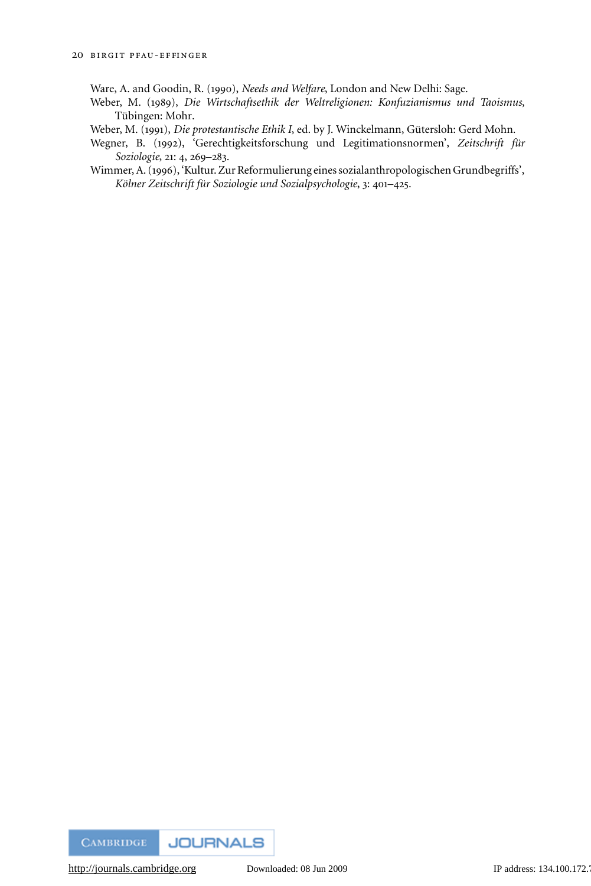Ware, A. and Goodin, R. (1990), *Needs and Welfare*, London and New Delhi: Sage.

Weber, M. (1989), *Die Wirtschaftsethik der Weltreligionen: Konfuzianismus und Taoismus*, Tübingen: Mohr.

Weber, M. (1991), *Die protestantische Ethik I*, ed. by J. Winckelmann, Gütersloh: Gerd Mohn.

Wegner, B. (1992), 'Gerechtigkeitsforschung und Legitimationsnormen', *Zeitschrift für Soziologie*, 21: 4, 269–283.

Wimmer, A. (1996), 'Kultur. Zur Reformulierung eines sozialanthropologischen Grundbegriffs', *Kölner Zeitschrift für Soziologie und Sozialpsychologie*, 3: 401–425.